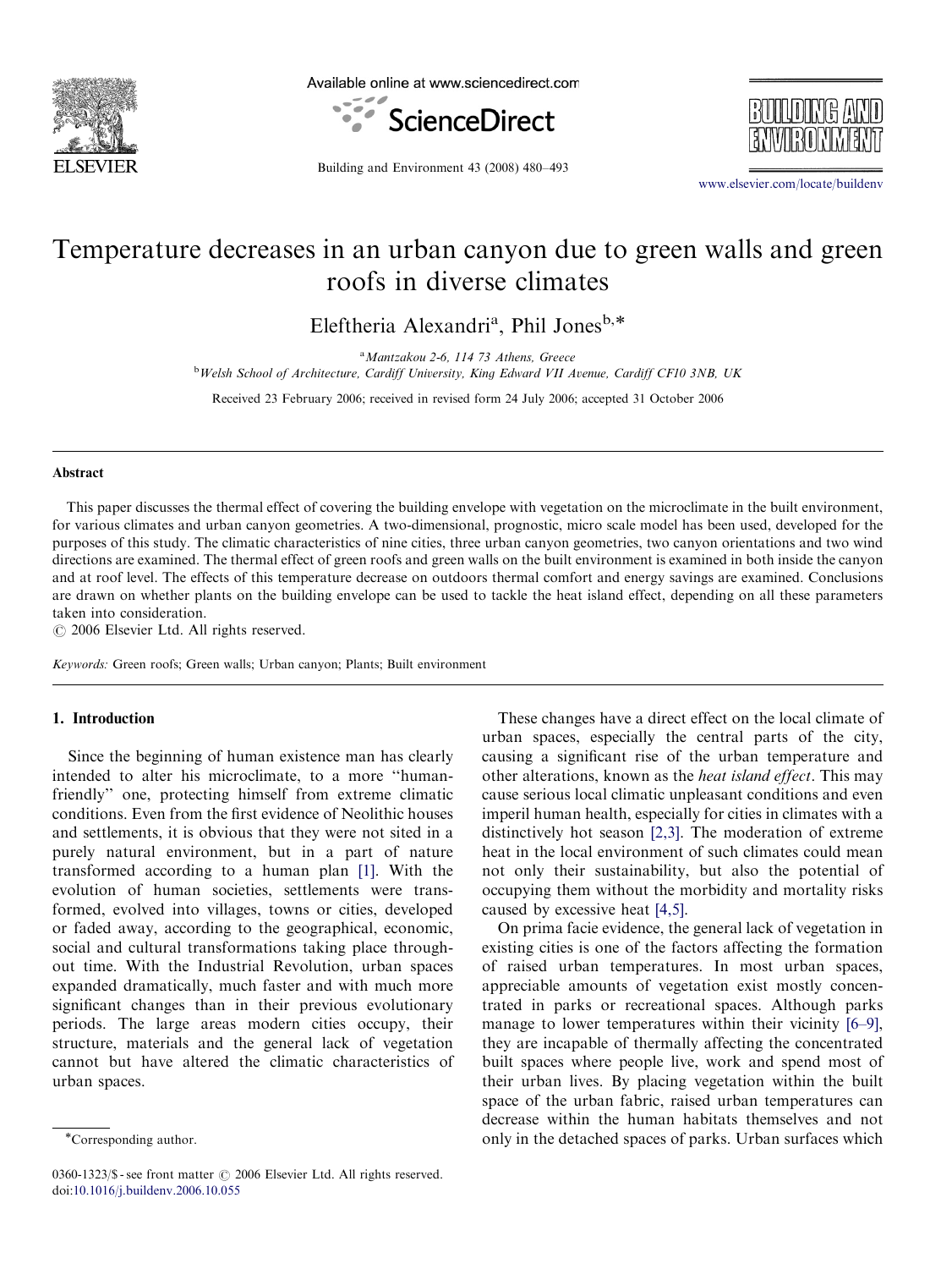# Temperature decreases in an urban canyon due to green walls and green roofs in diverse climates

Eleftheria Alexandri[a], Phil Jones[b,*]

[a] Mantzakou 2-6, 114 73 Athens, Greece

[b] Welsh School of Architecture, Cardiff University, King Edward VII Avenue, Cardiff CF10 3NB, UK

Received 23 February 2006; received in revised form 24 July 2006; accepted 31 October 2006

## Abstract

This paper discusses the thermal effect of covering the building envelope with vegetation on the microclimate in the built environment, for various climates and urban canyon geometries. A two-dimensional, prognostic, micro scale model has been used, developed for the purposes of this study. The climatic characteristics of nine cities, three urban canyon geometries, two canyon orientations and two wind directions are examined. The thermal effect of green roofs and green walls on the built environment is examined in both inside the canyon and at roof level. The effects of this temperature decrease on outdoors thermal comfort and energy savings are examined. Conclusions are drawn on whether plants on the building envelope can be used to tackle the heat island effect, depending on all these parameters taken into consideration.

© 2006 Elsevier Ltd. All rights reserved.

*Keywords:* Green roofs; Green walls; Urban canyon; Plants; Built environment

## 1. Introduction

Since the beginning of human existence man has clearly intended to alter his microclimate, to a more "human-friendly" one, protecting himself from extreme climatic conditions. Even from the first evidence of Neolithic houses and settlements, it is obvious that they were not sited in a purely natural environment, but in a part of nature transformed according to a human plan [1]. With the evolution of human societies, settlements were transformed, evolved into villages, towns or cities, developed or faded away, according to the geographical, economic, social and cultural transformations taking place throughout time. With the Industrial Revolution, urban spaces expanded dramatically, much faster and with much more significant changes than in their previous evolutionary periods. The large areas modern cities occupy, their structure, materials and the general lack of vegetation cannot but have altered the climatic characteristics of urban spaces.

These changes have a direct effect on the local climate of urban spaces, especially the central parts of the city, causing a significant rise of the urban temperature and other alterations, known as the *heat island effect*. This may cause serious local climatic unpleasant conditions and even imperil human health, especially for cities in climates with a distinctively hot season [2,3]. The moderation of extreme heat in the local environment of such climates could mean not only their sustainability, but also the potential of occupying them without the morbidity and mortality risks caused by excessive heat [4,5].

On prima facie evidence, the general lack of vegetation in existing cities is one of the factors affecting the formation of raised urban temperatures. In most urban spaces, appreciable amounts of vegetation exist mostly concentrated in parks or recreational spaces. Although parks manage to lower temperatures within their vicinity [6–9], they are incapable of thermally affecting the concentrated built spaces where people live, work and spend most of their urban lives. By placing vegetation within the built space of the urban fabric, raised urban temperatures can decrease within the human habitats themselves and not only in the detached spaces of parks. Urban surfaces which

*Corresponding author.

0360-1323/$ - see front matter © 2006 Elsevier Ltd. All rights reserved.
doi:10.1016/j.buildenv.2006.10.055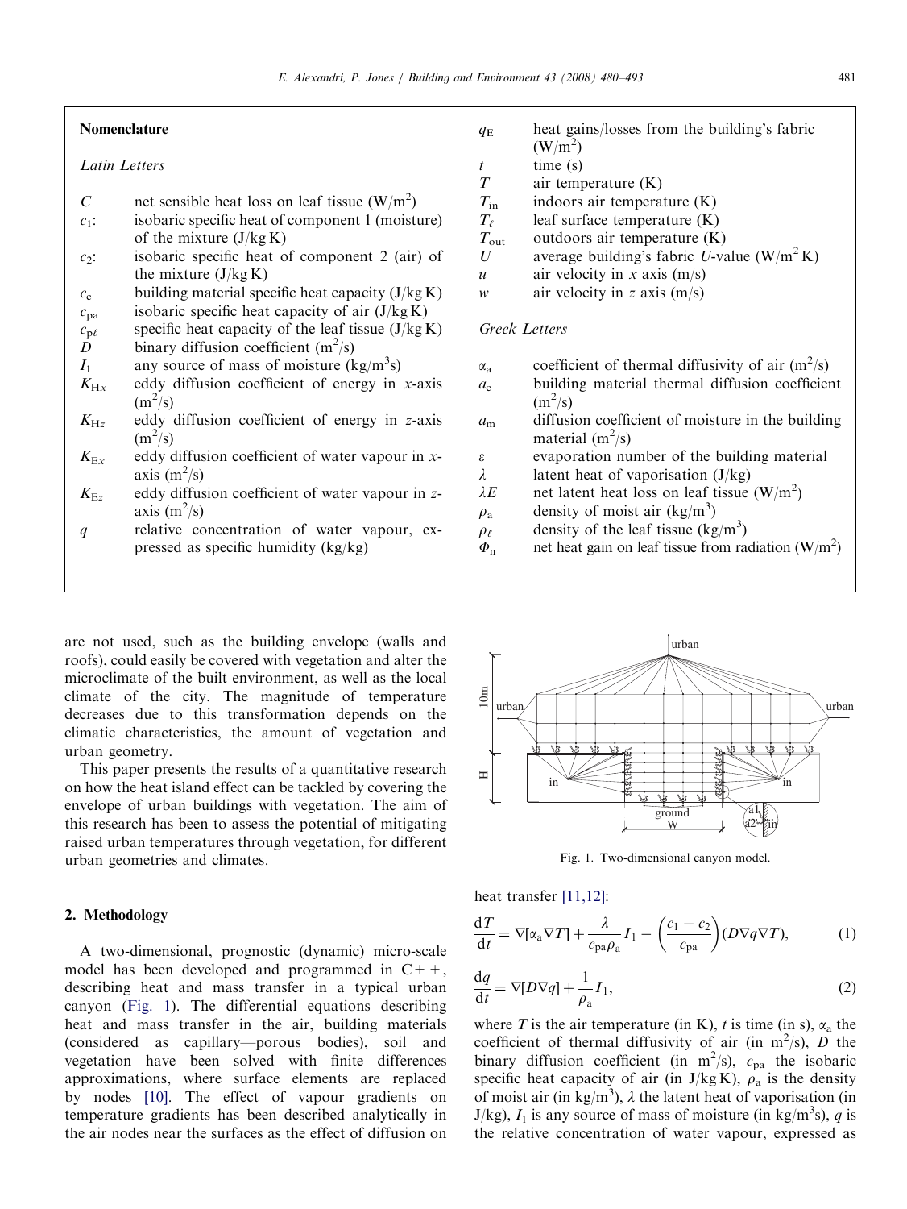## Nomenclature

*Latin Letters*

- $C$ net sensible heat loss on leaf tissue (W/m$^2$)
- $c_1$: isobaric specific heat of component 1 (moisture) of the mixture (J/kg K)
- $c_2$: isobaric specific heat of component 2 (air) of the mixture (J/kg K)
- $c_c$ building material specific heat capacity (J/kg K)
- $c_{pa}$ isobaric specific heat capacity of air (J/kg K)
- $c_{p\ell}$ specific heat capacity of the leaf tissue (J/kg K)
- $D$ binary diffusion coefficient (m$^2$/s)
- $I_1$ any source of mass of moisture (kg/m$^3$s)
- $K_{Hx}$ eddy diffusion coefficient of energy in $x$-axis (m$^2$/s)
- $K_{Hz}$ eddy diffusion coefficient of energy in $z$-axis (m$^2$/s)
- $K_{Ex}$ eddy diffusion coefficient of water vapour in $x$-axis (m$^2$/s)
- $K_{Ez}$ eddy diffusion coefficient of water vapour in $z$-axis (m$^2$/s)
- $q$ relative concentration of water vapour, expressed as specific humidity (kg/kg)
- $q_E$ heat gains/losses from the building's fabric (W/m$^2$)
- $t$ time (s)
- $T$ air temperature (K)
- $T_{in}$ indoors air temperature (K)
- $T_\ell$ leaf surface temperature (K)
- $T_{out}$ outdoors air temperature (K)
- $U$ average building's fabric $U$-value (W/m$^2$ K)
- $u$ air velocity in $x$ axis (m/s)
- $w$ air velocity in $z$ axis (m/s)

*Greek Letters*

- $\alpha_a$ coefficient of thermal diffusivity of air (m$^2$/s)
- $a_c$ building material thermal diffusion coefficient (m$^2$/s)
- $a_m$ diffusion coefficient of moisture in the building material (m$^2$/s)
- $\varepsilon$ evaporation number of the building material
- $\lambda$ latent heat of vaporisation (J/kg)
- $\lambda E$ net latent heat loss on leaf tissue (W/m$^2$)
- $\rho_a$ density of moist air (kg/m$^3$)
- $\rho_\ell$ density of the leaf tissue (kg/m$^3$)
- $\Phi_n$ net heat gain on leaf tissue from radiation (W/m$^2$)

are not used, such as the building envelope (walls and roofs), could easily be covered with vegetation and alter the microclimate of the built environment, as well as the local climate of the city. The magnitude of temperature decreases due to this transformation depends on the climatic characteristics, the amount of vegetation and urban geometry.

This paper presents the results of a quantitative research on how the heat island effect can be tackled by covering the envelope of urban buildings with vegetation. The aim of this research has been to assess the potential of mitigating raised urban temperatures through vegetation, for different urban geometries and climates.

Fig. 1. Two-dimensional canyon model.

## 2. Methodology

A two-dimensional, prognostic (dynamic) micro-scale model has been developed and programmed in C++, describing heat and mass transfer in a typical urban canyon (Fig. 1). The differential equations describing heat and mass transfer in the air, building materials (considered as capillary—porous bodies), soil and vegetation have been solved with finite differences approximations, where surface elements are replaced by nodes [10]. The effect of vapour gradients on temperature gradients has been described analytically in the air nodes near the surfaces as the effect of diffusion on heat transfer [11,12]:

$$\frac{dT}{dt} = \nabla[\alpha_a \nabla T] + \frac{\lambda}{c_{pa}\rho_a} I_1 - \left(\frac{c_1 - c_2}{c_{pa}}\right)(D \nabla q \nabla T), \tag{1}$$

$$\frac{dq}{dt} = \nabla[D \nabla q] + \frac{1}{\rho_a} I_1, \tag{2}$$

where $T$ is the air temperature (in K), $t$ is time (in s), $\alpha_a$ the coefficient of thermal diffusivity of air (in m$^2$/s), $D$ the binary diffusion coefficient (in m$^2$/s), $c_{pa}$ the isobaric specific heat capacity of air (in J/kg K), $\rho_a$ is the density of moist air (in kg/m$^3$), $\lambda$ the latent heat of vaporisation (in J/kg), $I_1$ is any source of mass of moisture (in kg/m$^3$s), $q$ is the relative concentration of water vapour, expressed as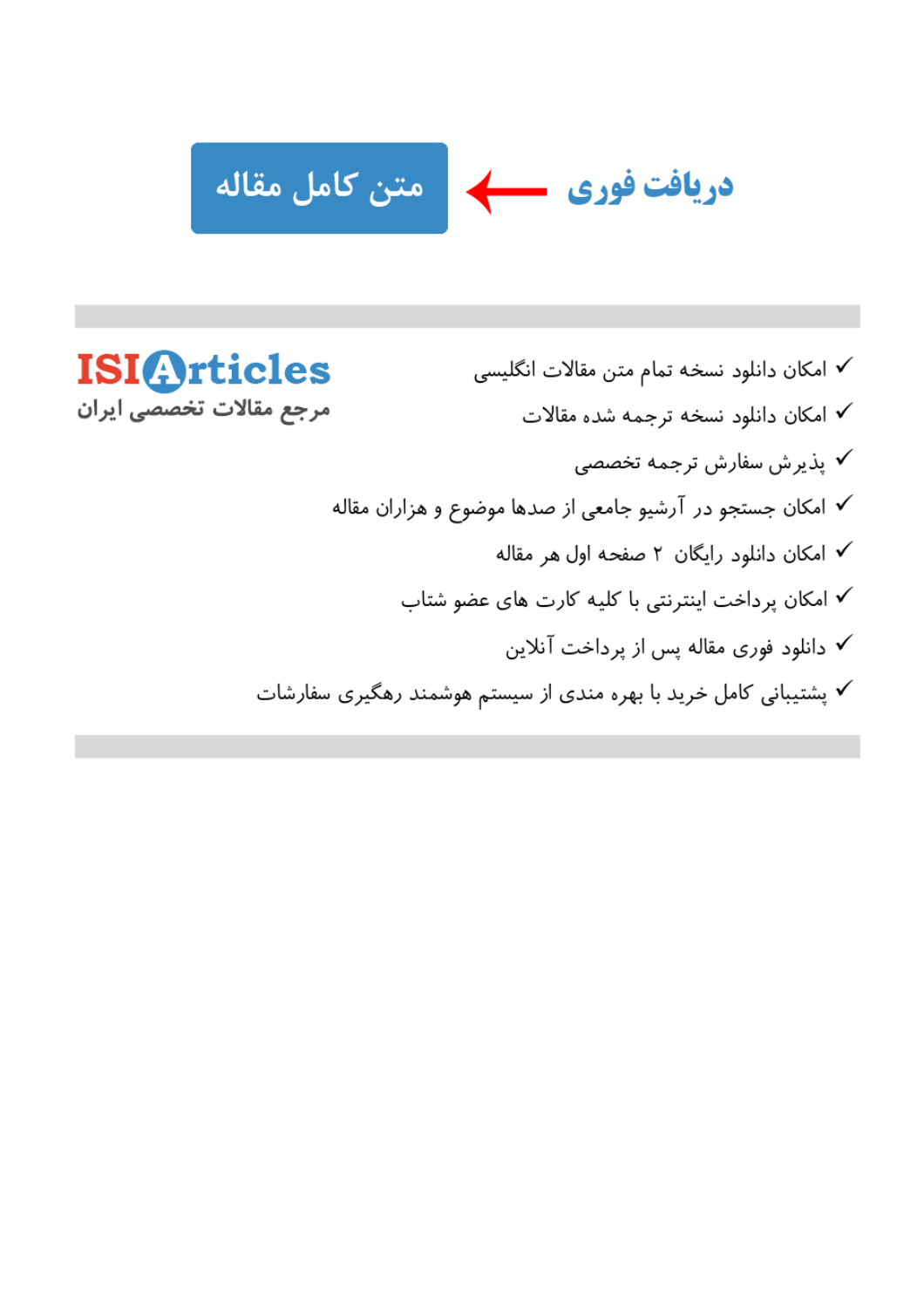دریافت فوری ← **متن کامل مقاله**

**ISIArticles**
مرجع مقالات تخصصی ایران

- ✓ امکان دانلود نسخه تمام متن مقالات انگلیسی
- ✓ امکان دانلود نسخه ترجمه شده مقالات
- ✓ پذیرش سفارش ترجمه تخصصی
- ✓ امکان جستجو در آرشیو جامعی از صدها موضوع و هزاران مقاله
- ✓ امکان دانلود رایگان ۲ صفحه اول هر مقاله
- ✓ امکان پرداخت اینترنتی با کلیه کارت های عضو شتاب
- ✓ دانلود فوری مقاله پس از پرداخت آنلاین
- ✓ پشتیبانی کامل خرید با بهره مندی از سیستم هوشمند رهگیری سفارشات